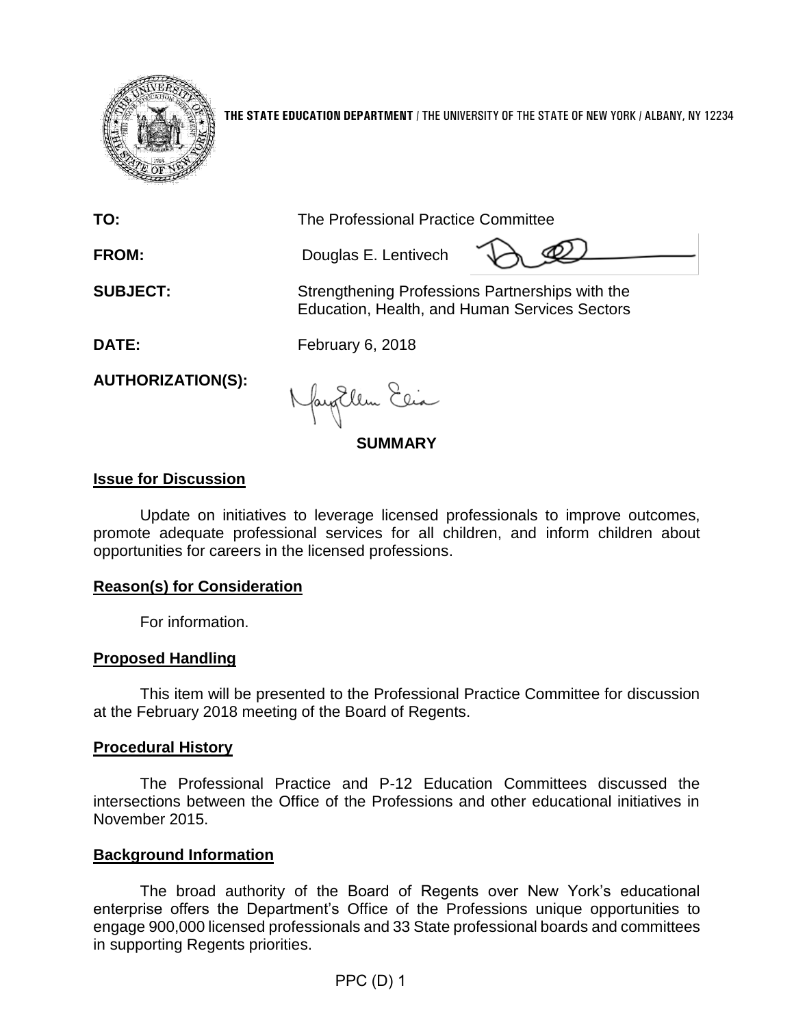**THE STATE EDUCATION DEPARTMENT** / THE UNIVERSITY OF THE STATE OF NEW YORK / ALBANY, NY 12234

**TO:** The Professional Practice Committee

**FROM:** Douglas E. Lentivech

**SUBJECT:** Strengthening Professions Partnerships with the Education, Health, and Human Services Sectors

**DATE:** February 6, 2018

**AUTHORIZATION(S):**

## SUMMARY

### Issue for Discussion

Update on initiatives to leverage licensed professionals to improve outcomes, promote adequate professional services for all children, and inform children about opportunities for careers in the licensed professions.

### Reason(s) for Consideration

For information.

### Proposed Handling

This item will be presented to the Professional Practice Committee for discussion at the February 2018 meeting of the Board of Regents.

### Procedural History

The Professional Practice and P-12 Education Committees discussed the intersections between the Office of the Professions and other educational initiatives in November 2015.

### Background Information

The broad authority of the Board of Regents over New York's educational enterprise offers the Department's Office of the Professions unique opportunities to engage 900,000 licensed professionals and 33 State professional boards and committees in supporting Regents priorities.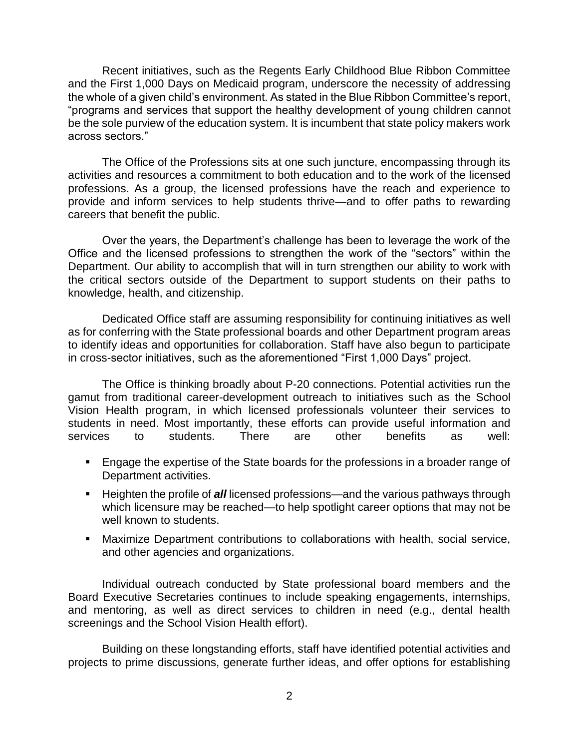Recent initiatives, such as the Regents Early Childhood Blue Ribbon Committee and the First 1,000 Days on Medicaid program, underscore the necessity of addressing the whole of a given child's environment. As stated in the Blue Ribbon Committee's report, "programs and services that support the healthy development of young children cannot be the sole purview of the education system. It is incumbent that state policy makers work across sectors."

The Office of the Professions sits at one such juncture, encompassing through its activities and resources a commitment to both education and to the work of the licensed professions. As a group, the licensed professions have the reach and experience to provide and inform services to help students thrive—and to offer paths to rewarding careers that benefit the public.

Over the years, the Department's challenge has been to leverage the work of the Office and the licensed professions to strengthen the work of the "sectors" within the Department. Our ability to accomplish that will in turn strengthen our ability to work with the critical sectors outside of the Department to support students on their paths to knowledge, health, and citizenship.

Dedicated Office staff are assuming responsibility for continuing initiatives as well as for conferring with the State professional boards and other Department program areas to identify ideas and opportunities for collaboration. Staff have also begun to participate in cross-sector initiatives, such as the aforementioned "First 1,000 Days" project.

The Office is thinking broadly about P-20 connections. Potential activities run the gamut from traditional career-development outreach to initiatives such as the School Vision Health program, in which licensed professionals volunteer their services to students in need. Most importantly, these efforts can provide useful information and services to students. There are other benefits as well:

- Engage the expertise of the State boards for the professions in a broader range of Department activities.
- Heighten the profile of ***all*** licensed professions—and the various pathways through which licensure may be reached—to help spotlight career options that may not be well known to students.
- Maximize Department contributions to collaborations with health, social service, and other agencies and organizations.

Individual outreach conducted by State professional board members and the Board Executive Secretaries continues to include speaking engagements, internships, and mentoring, as well as direct services to children in need (e.g., dental health screenings and the School Vision Health effort).

Building on these longstanding efforts, staff have identified potential activities and projects to prime discussions, generate further ideas, and offer options for establishing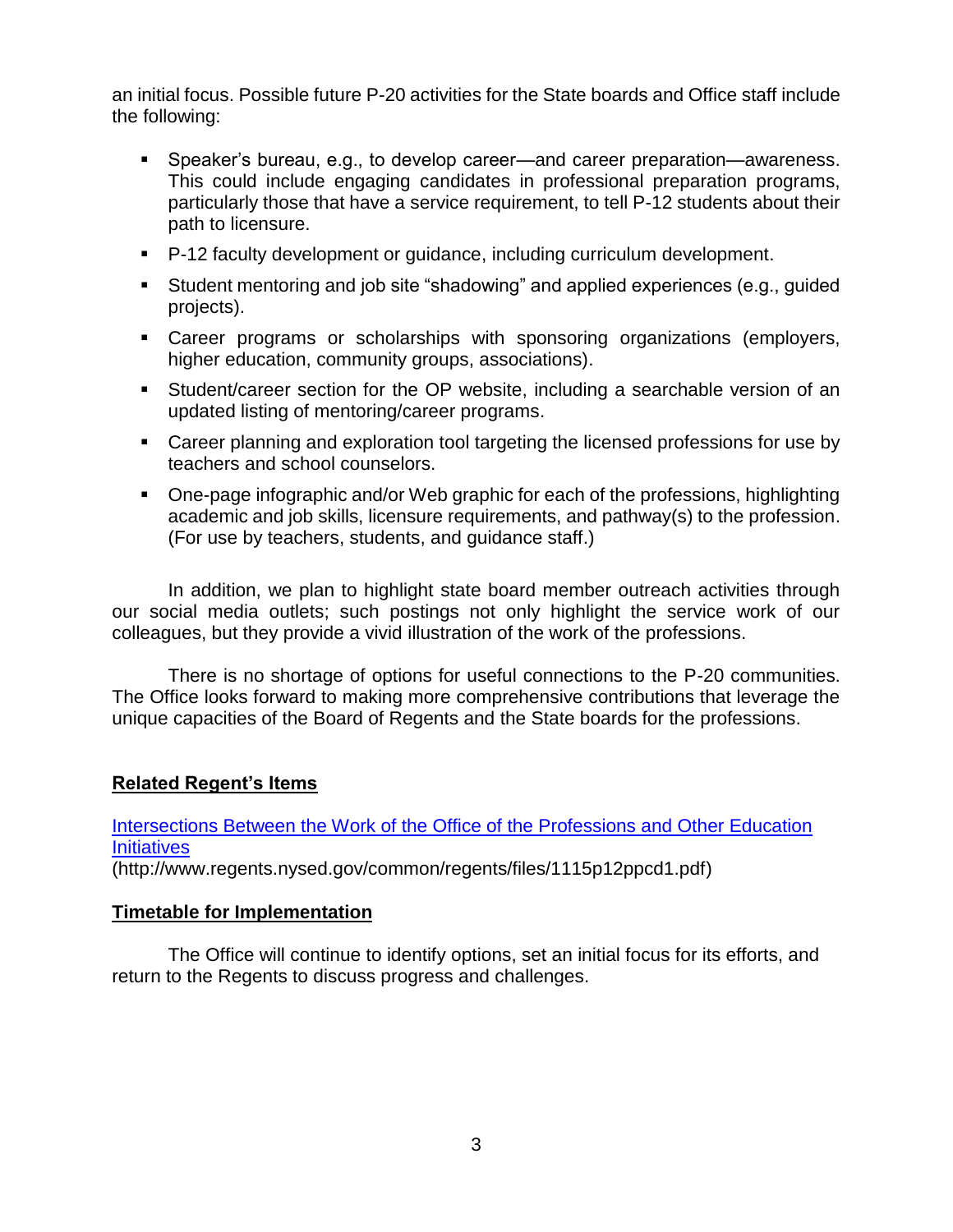an initial focus. Possible future P-20 activities for the State boards and Office staff include the following:

- Speaker's bureau, e.g., to develop career—and career preparation—awareness. This could include engaging candidates in professional preparation programs, particularly those that have a service requirement, to tell P-12 students about their path to licensure.
- P-12 faculty development or guidance, including curriculum development.
- Student mentoring and job site "shadowing" and applied experiences (e.g., guided projects).
- Career programs or scholarships with sponsoring organizations (employers, higher education, community groups, associations).
- Student/career section for the OP website, including a searchable version of an updated listing of mentoring/career programs.
- Career planning and exploration tool targeting the licensed professions for use by teachers and school counselors.
- One-page infographic and/or Web graphic for each of the professions, highlighting academic and job skills, licensure requirements, and pathway(s) to the profession. (For use by teachers, students, and guidance staff.)

In addition, we plan to highlight state board member outreach activities through our social media outlets; such postings not only highlight the service work of our colleagues, but they provide a vivid illustration of the work of the professions.

There is no shortage of options for useful connections to the P-20 communities. The Office looks forward to making more comprehensive contributions that leverage the unique capacities of the Board of Regents and the State boards for the professions.

**Related Regent's Items**

[Intersections Between the Work of the Office of the Professions and Other Education Initiatives](http://www.regents.nysed.gov/common/regents/files/1115p12ppcd1.pdf)
(http://www.regents.nysed.gov/common/regents/files/1115p12ppcd1.pdf)

**Timetable for Implementation**

The Office will continue to identify options, set an initial focus for its efforts, and return to the Regents to discuss progress and challenges.